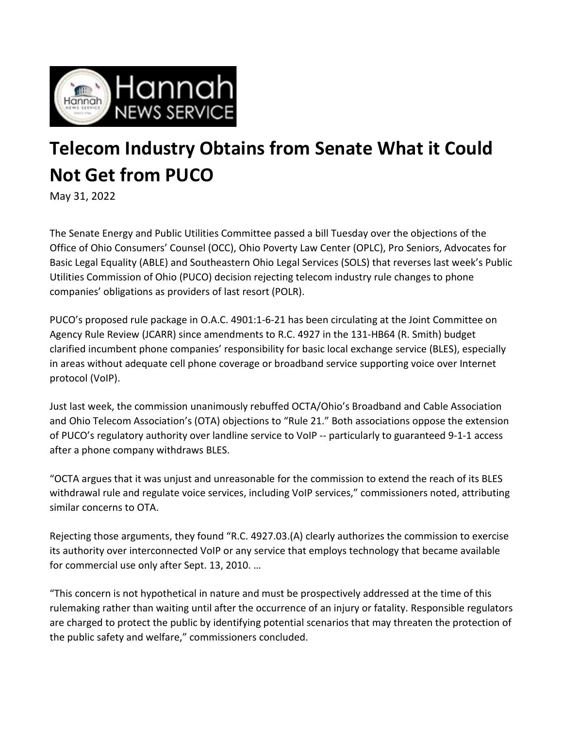# Telecom Industry Obtains from Senate What it Could Not Get from PUCO

May 31, 2022

The Senate Energy and Public Utilities Committee passed a bill Tuesday over the objections of the Office of Ohio Consumers' Counsel (OCC), Ohio Poverty Law Center (OPLC), Pro Seniors, Advocates for Basic Legal Equality (ABLE) and Southeastern Ohio Legal Services (SOLS) that reverses last week's Public Utilities Commission of Ohio (PUCO) decision rejecting telecom industry rule changes to phone companies' obligations as providers of last resort (POLR).

PUCO's proposed rule package in O.A.C. 4901:1-6-21 has been circulating at the Joint Committee on Agency Rule Review (JCARR) since amendments to R.C. 4927 in the 131-HB64 (R. Smith) budget clarified incumbent phone companies' responsibility for basic local exchange service (BLES), especially in areas without adequate cell phone coverage or broadband service supporting voice over Internet protocol (VoIP).

Just last week, the commission unanimously rebuffed OCTA/Ohio's Broadband and Cable Association and Ohio Telecom Association's (OTA) objections to "Rule 21." Both associations oppose the extension of PUCO's regulatory authority over landline service to VoIP -- particularly to guaranteed 9-1-1 access after a phone company withdraws BLES.

"OCTA argues that it was unjust and unreasonable for the commission to extend the reach of its BLES withdrawal rule and regulate voice services, including VoIP services," commissioners noted, attributing similar concerns to OTA.

Rejecting those arguments, they found "R.C. 4927.03.(A) clearly authorizes the commission to exercise its authority over interconnected VoIP or any service that employs technology that became available for commercial use only after Sept. 13, 2010. …

"This concern is not hypothetical in nature and must be prospectively addressed at the time of this rulemaking rather than waiting until after the occurrence of an injury or fatality. Responsible regulators are charged to protect the public by identifying potential scenarios that may threaten the protection of the public safety and welfare," commissioners concluded.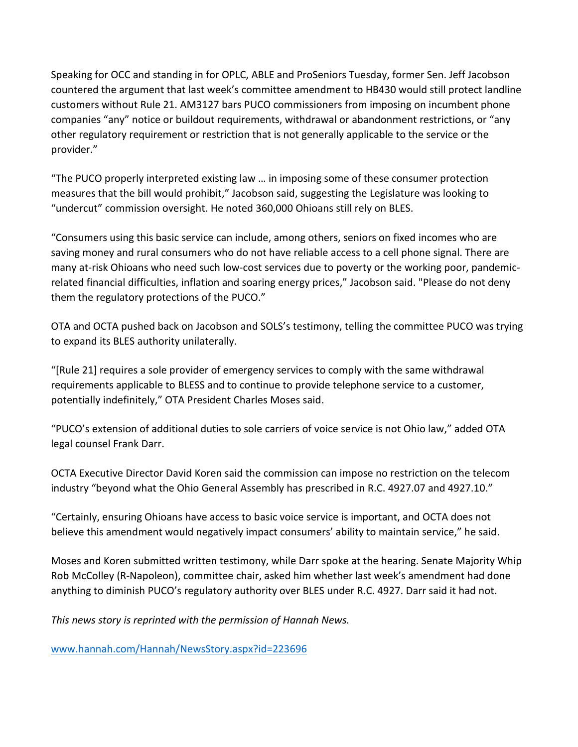Speaking for OCC and standing in for OPLC, ABLE and ProSeniors Tuesday, former Sen. Jeff Jacobson countered the argument that last week's committee amendment to HB430 would still protect landline customers without Rule 21. AM3127 bars PUCO commissioners from imposing on incumbent phone companies "any" notice or buildout requirements, withdrawal or abandonment restrictions, or "any other regulatory requirement or restriction that is not generally applicable to the service or the provider."

"The PUCO properly interpreted existing law … in imposing some of these consumer protection measures that the bill would prohibit," Jacobson said, suggesting the Legislature was looking to "undercut" commission oversight. He noted 360,000 Ohioans still rely on BLES.

"Consumers using this basic service can include, among others, seniors on fixed incomes who are saving money and rural consumers who do not have reliable access to a cell phone signal. There are many at-risk Ohioans who need such low-cost services due to poverty or the working poor, pandemic-related financial difficulties, inflation and soaring energy prices," Jacobson said. "Please do not deny them the regulatory protections of the PUCO."

OTA and OCTA pushed back on Jacobson and SOLS's testimony, telling the committee PUCO was trying to expand its BLES authority unilaterally.

"[Rule 21] requires a sole provider of emergency services to comply with the same withdrawal requirements applicable to BLESS and to continue to provide telephone service to a customer, potentially indefinitely," OTA President Charles Moses said.

"PUCO's extension of additional duties to sole carriers of voice service is not Ohio law," added OTA legal counsel Frank Darr.

OCTA Executive Director David Koren said the commission can impose no restriction on the telecom industry "beyond what the Ohio General Assembly has prescribed in R.C. 4927.07 and 4927.10."

"Certainly, ensuring Ohioans have access to basic voice service is important, and OCTA does not believe this amendment would negatively impact consumers' ability to maintain service," he said.

Moses and Koren submitted written testimony, while Darr spoke at the hearing. Senate Majority Whip Rob McColley (R-Napoleon), committee chair, asked him whether last week's amendment had done anything to diminish PUCO's regulatory authority over BLES under R.C. 4927. Darr said it had not.

*This news story is reprinted with the permission of Hannah News.*

[www.hannah.com/Hannah/NewsStory.aspx?id=223696](www.hannah.com/Hannah/NewsStory.aspx?id=223696)